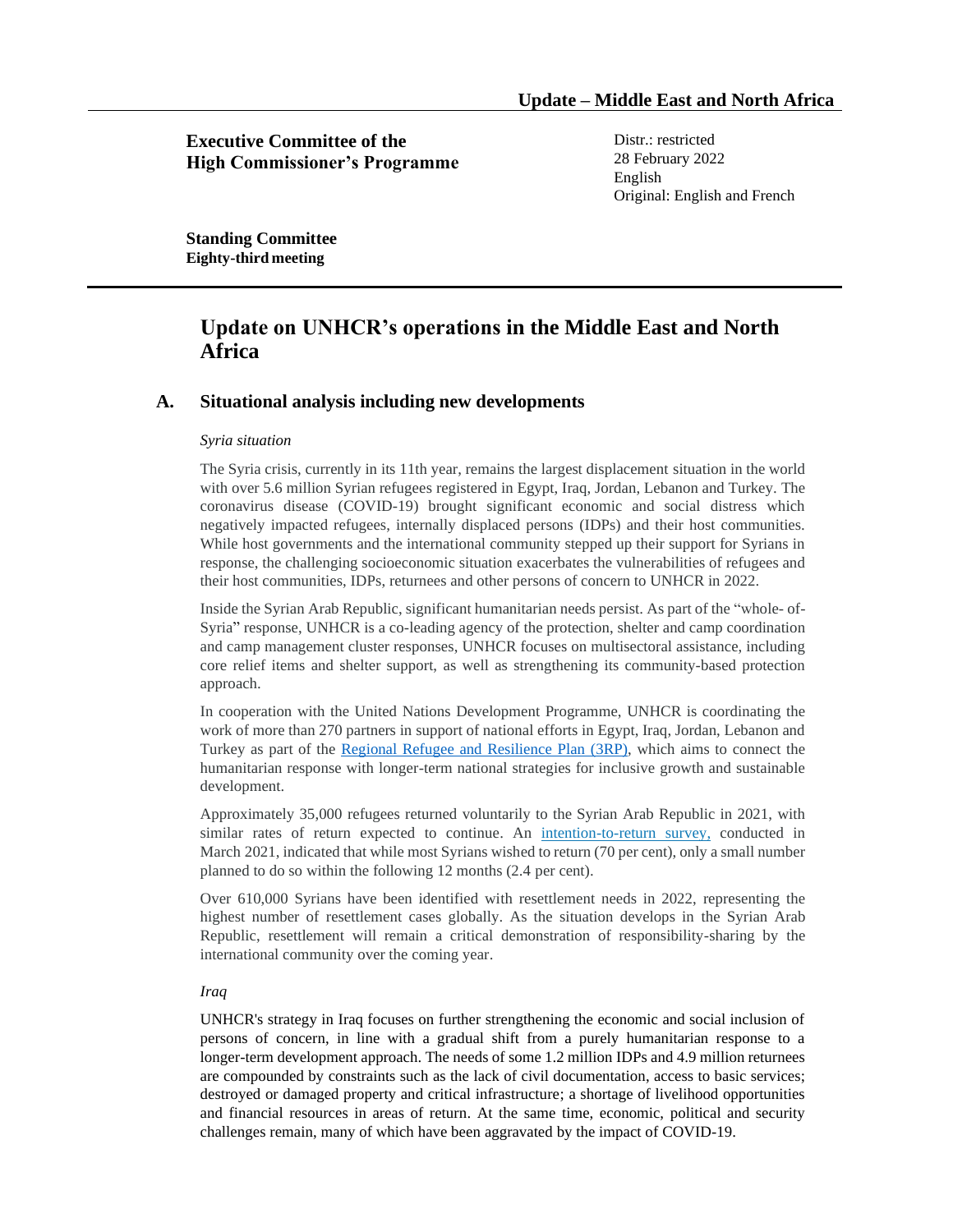**Executive Committee of the High Commissioner's Programme**

Distr.: restricted
28 February 2022
English
Original: English and French

**Standing Committee**
**Eighty-third meeting**

# Update on UNHCR's operations in the Middle East and North Africa

## A. Situational analysis including new developments

*Syria situation*

The Syria crisis, currently in its 11th year, remains the largest displacement situation in the world with over 5.6 million Syrian refugees registered in Egypt, Iraq, Jordan, Lebanon and Turkey. The coronavirus disease (COVID-19) brought significant economic and social distress which negatively impacted refugees, internally displaced persons (IDPs) and their host communities. While host governments and the international community stepped up their support for Syrians in response, the challenging socioeconomic situation exacerbates the vulnerabilities of refugees and their host communities, IDPs, returnees and other persons of concern to UNHCR in 2022.

Inside the Syrian Arab Republic, significant humanitarian needs persist. As part of the "whole- of-Syria" response, UNHCR is a co-leading agency of the protection, shelter and camp coordination and camp management cluster responses, UNHCR focuses on multisectoral assistance, including core relief items and shelter support, as well as strengthening its community-based protection approach.

In cooperation with the United Nations Development Programme, UNHCR is coordinating the work of more than 270 partners in support of national efforts in Egypt, Iraq, Jordan, Lebanon and Turkey as part of the Regional Refugee and Resilience Plan (3RP), which aims to connect the humanitarian response with longer-term national strategies for inclusive growth and sustainable development.

Approximately 35,000 refugees returned voluntarily to the Syrian Arab Republic in 2021, with similar rates of return expected to continue. An intention-to-return survey, conducted in March 2021, indicated that while most Syrians wished to return (70 per cent), only a small number planned to do so within the following 12 months (2.4 per cent).

Over 610,000 Syrians have been identified with resettlement needs in 2022, representing the highest number of resettlement cases globally. As the situation develops in the Syrian Arab Republic, resettlement will remain a critical demonstration of responsibility-sharing by the international community over the coming year.

*Iraq*

UNHCR's strategy in Iraq focuses on further strengthening the economic and social inclusion of persons of concern, in line with a gradual shift from a purely humanitarian response to a longer-term development approach. The needs of some 1.2 million IDPs and 4.9 million returnees are compounded by constraints such as the lack of civil documentation, access to basic services; destroyed or damaged property and critical infrastructure; a shortage of livelihood opportunities and financial resources in areas of return. At the same time, economic, political and security challenges remain, many of which have been aggravated by the impact of COVID-19.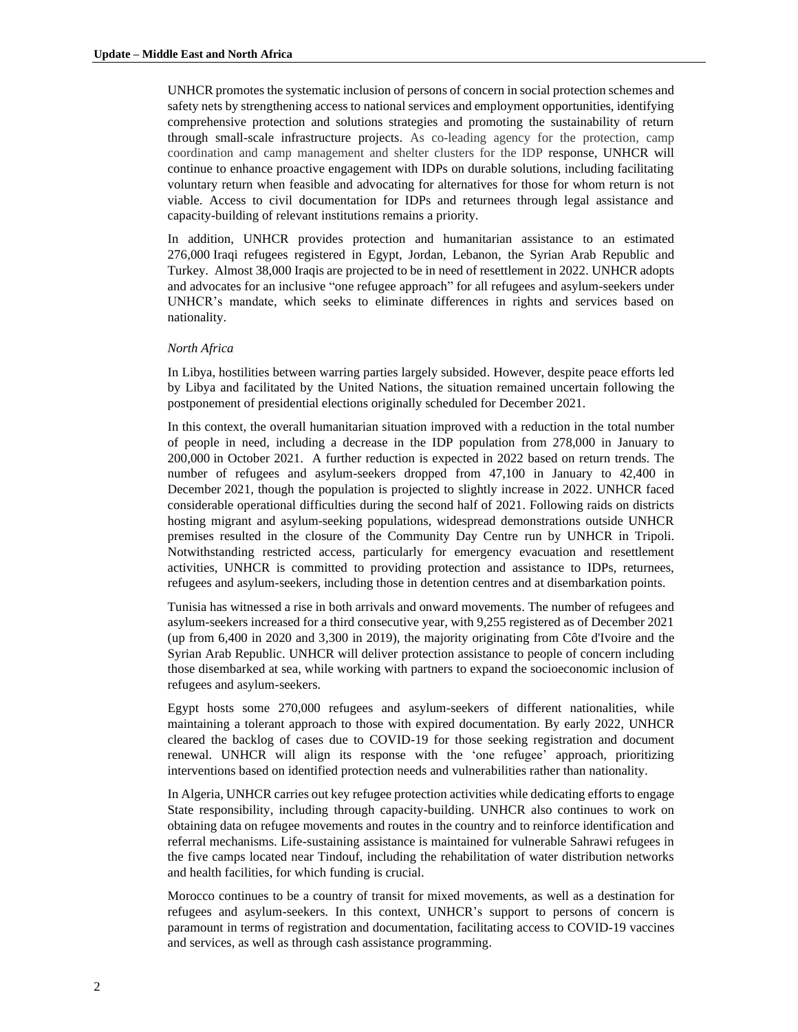UNHCR promotes the systematic inclusion of persons of concern in social protection schemes and safety nets by strengthening access to national services and employment opportunities, identifying comprehensive protection and solutions strategies and promoting the sustainability of return through small-scale infrastructure projects. As co-leading agency for the protection, camp coordination and camp management and shelter clusters for the IDP response, UNHCR will continue to enhance proactive engagement with IDPs on durable solutions, including facilitating voluntary return when feasible and advocating for alternatives for those for whom return is not viable. Access to civil documentation for IDPs and returnees through legal assistance and capacity-building of relevant institutions remains a priority.

In addition, UNHCR provides protection and humanitarian assistance to an estimated 276,000 Iraqi refugees registered in Egypt, Jordan, Lebanon, the Syrian Arab Republic and Turkey. Almost 38,000 Iraqis are projected to be in need of resettlement in 2022. UNHCR adopts and advocates for an inclusive "one refugee approach" for all refugees and asylum-seekers under UNHCR's mandate, which seeks to eliminate differences in rights and services based on nationality.

*North Africa*

In Libya, hostilities between warring parties largely subsided. However, despite peace efforts led by Libya and facilitated by the United Nations, the situation remained uncertain following the postponement of presidential elections originally scheduled for December 2021.

In this context, the overall humanitarian situation improved with a reduction in the total number of people in need, including a decrease in the IDP population from 278,000 in January to 200,000 in October 2021. A further reduction is expected in 2022 based on return trends. The number of refugees and asylum-seekers dropped from 47,100 in January to 42,400 in December 2021, though the population is projected to slightly increase in 2022. UNHCR faced considerable operational difficulties during the second half of 2021. Following raids on districts hosting migrant and asylum-seeking populations, widespread demonstrations outside UNHCR premises resulted in the closure of the Community Day Centre run by UNHCR in Tripoli. Notwithstanding restricted access, particularly for emergency evacuation and resettlement activities, UNHCR is committed to providing protection and assistance to IDPs, returnees, refugees and asylum-seekers, including those in detention centres and at disembarkation points.

Tunisia has witnessed a rise in both arrivals and onward movements. The number of refugees and asylum-seekers increased for a third consecutive year, with 9,255 registered as of December 2021 (up from 6,400 in 2020 and 3,300 in 2019), the majority originating from Côte d'Ivoire and the Syrian Arab Republic. UNHCR will deliver protection assistance to people of concern including those disembarked at sea, while working with partners to expand the socioeconomic inclusion of refugees and asylum-seekers.

Egypt hosts some 270,000 refugees and asylum-seekers of different nationalities, while maintaining a tolerant approach to those with expired documentation. By early 2022, UNHCR cleared the backlog of cases due to COVID-19 for those seeking registration and document renewal. UNHCR will align its response with the 'one refugee' approach, prioritizing interventions based on identified protection needs and vulnerabilities rather than nationality.

In Algeria, UNHCR carries out key refugee protection activities while dedicating efforts to engage State responsibility, including through capacity-building. UNHCR also continues to work on obtaining data on refugee movements and routes in the country and to reinforce identification and referral mechanisms. Life-sustaining assistance is maintained for vulnerable Sahrawi refugees in the five camps located near Tindouf, including the rehabilitation of water distribution networks and health facilities, for which funding is crucial.

Morocco continues to be a country of transit for mixed movements, as well as a destination for refugees and asylum-seekers. In this context, UNHCR's support to persons of concern is paramount in terms of registration and documentation, facilitating access to COVID-19 vaccines and services, as well as through cash assistance programming.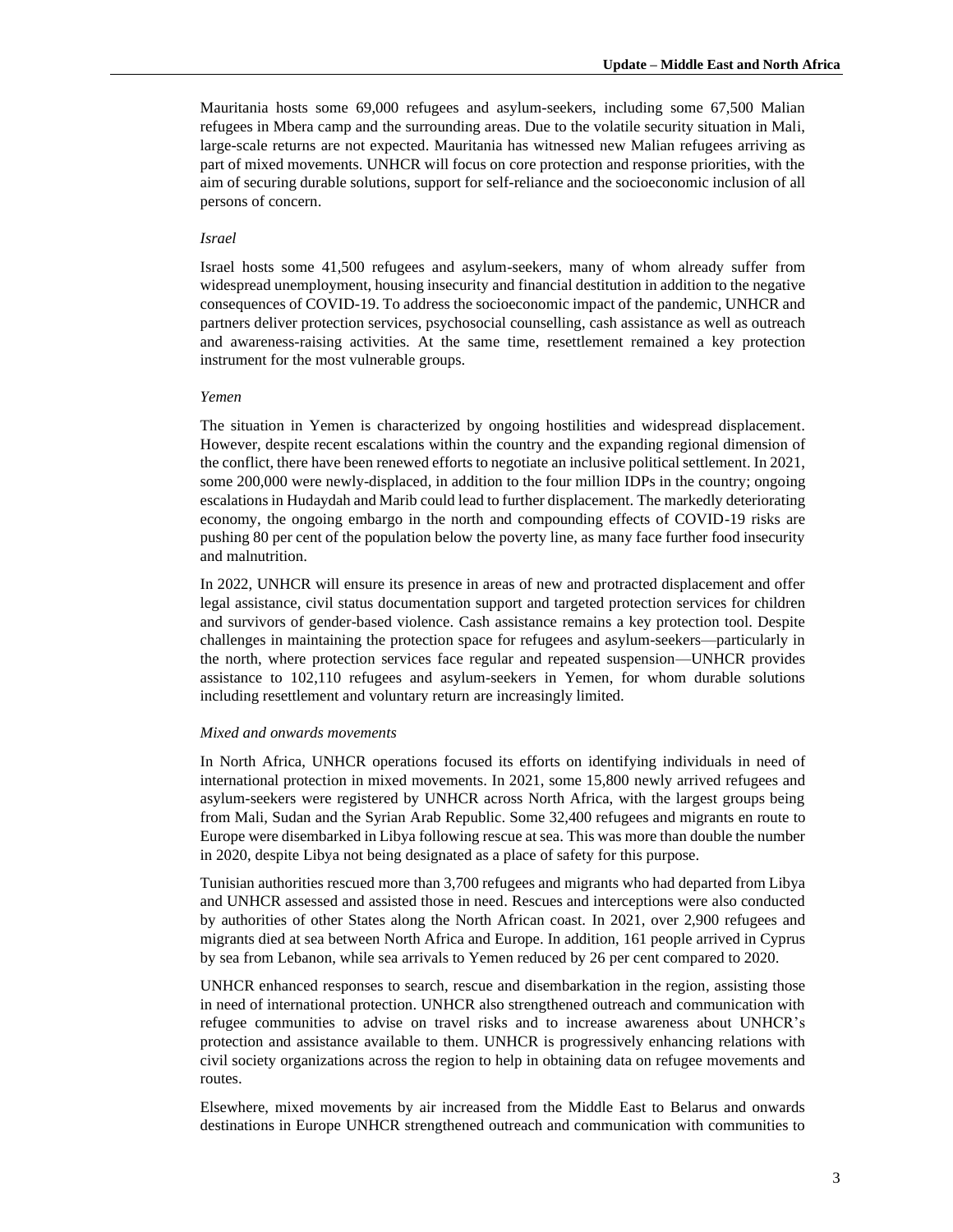Mauritania hosts some 69,000 refugees and asylum-seekers, including some 67,500 Malian refugees in Mbera camp and the surrounding areas. Due to the volatile security situation in Mali, large-scale returns are not expected. Mauritania has witnessed new Malian refugees arriving as part of mixed movements. UNHCR will focus on core protection and response priorities, with the aim of securing durable solutions, support for self-reliance and the socioeconomic inclusion of all persons of concern.

*Israel*

Israel hosts some 41,500 refugees and asylum-seekers, many of whom already suffer from widespread unemployment, housing insecurity and financial destitution in addition to the negative consequences of COVID-19. To address the socioeconomic impact of the pandemic, UNHCR and partners deliver protection services, psychosocial counselling, cash assistance as well as outreach and awareness-raising activities. At the same time, resettlement remained a key protection instrument for the most vulnerable groups.

*Yemen*

The situation in Yemen is characterized by ongoing hostilities and widespread displacement. However, despite recent escalations within the country and the expanding regional dimension of the conflict, there have been renewed efforts to negotiate an inclusive political settlement. In 2021, some 200,000 were newly-displaced, in addition to the four million IDPs in the country; ongoing escalations in Hudaydah and Marib could lead to further displacement. The markedly deteriorating economy, the ongoing embargo in the north and compounding effects of COVID-19 risks are pushing 80 per cent of the population below the poverty line, as many face further food insecurity and malnutrition.

In 2022, UNHCR will ensure its presence in areas of new and protracted displacement and offer legal assistance, civil status documentation support and targeted protection services for children and survivors of gender-based violence. Cash assistance remains a key protection tool. Despite challenges in maintaining the protection space for refugees and asylum-seekers—particularly in the north, where protection services face regular and repeated suspension—UNHCR provides assistance to 102,110 refugees and asylum-seekers in Yemen, for whom durable solutions including resettlement and voluntary return are increasingly limited.

*Mixed and onwards movements*

In North Africa, UNHCR operations focused its efforts on identifying individuals in need of international protection in mixed movements. In 2021, some 15,800 newly arrived refugees and asylum-seekers were registered by UNHCR across North Africa, with the largest groups being from Mali, Sudan and the Syrian Arab Republic. Some 32,400 refugees and migrants en route to Europe were disembarked in Libya following rescue at sea. This was more than double the number in 2020, despite Libya not being designated as a place of safety for this purpose.

Tunisian authorities rescued more than 3,700 refugees and migrants who had departed from Libya and UNHCR assessed and assisted those in need. Rescues and interceptions were also conducted by authorities of other States along the North African coast. In 2021, over 2,900 refugees and migrants died at sea between North Africa and Europe. In addition, 161 people arrived in Cyprus by sea from Lebanon, while sea arrivals to Yemen reduced by 26 per cent compared to 2020.

UNHCR enhanced responses to search, rescue and disembarkation in the region, assisting those in need of international protection. UNHCR also strengthened outreach and communication with refugee communities to advise on travel risks and to increase awareness about UNHCR's protection and assistance available to them. UNHCR is progressively enhancing relations with civil society organizations across the region to help in obtaining data on refugee movements and routes.

Elsewhere, mixed movements by air increased from the Middle East to Belarus and onwards destinations in Europe UNHCR strengthened outreach and communication with communities to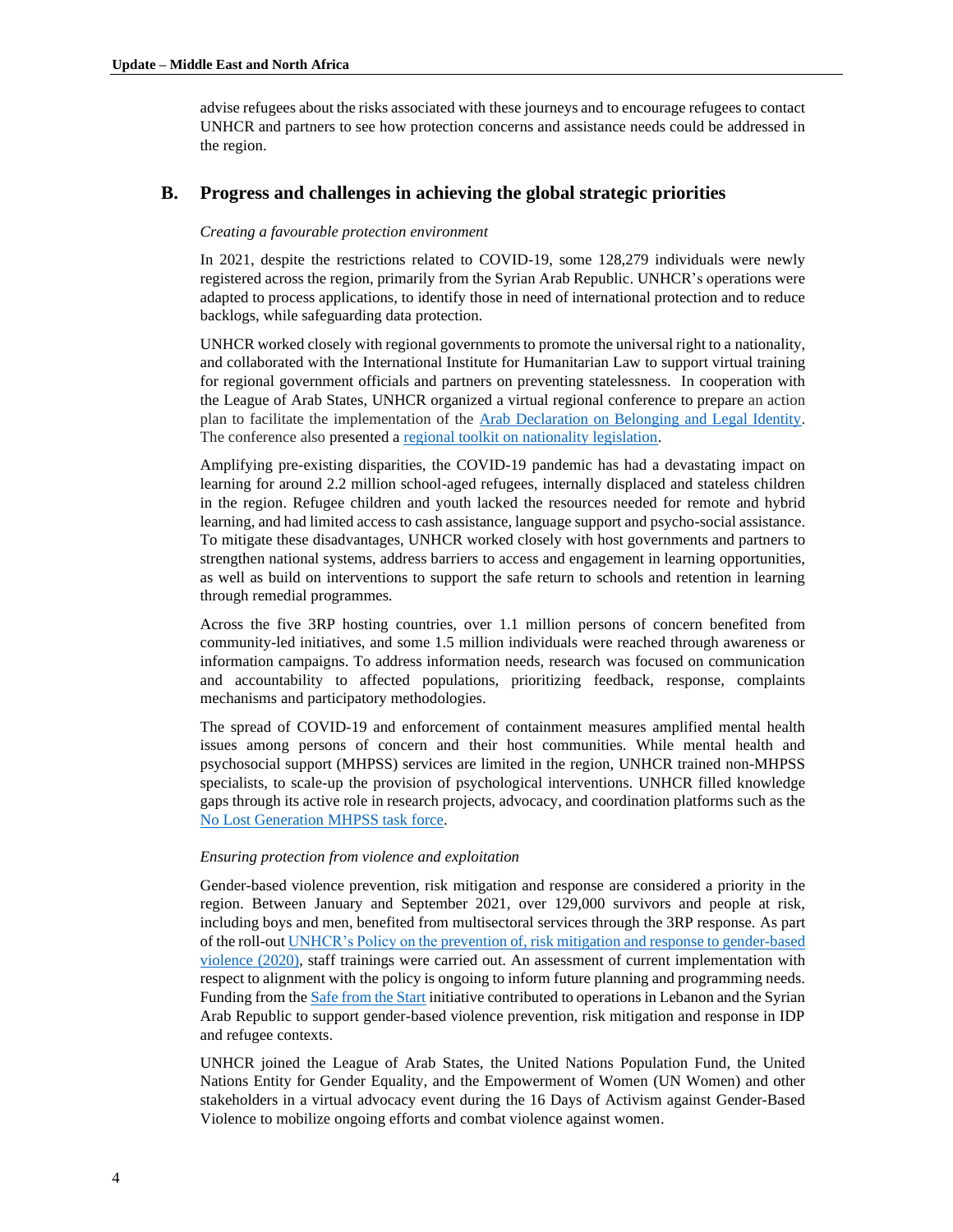advise refugees about the risks associated with these journeys and to encourage refugees to contact UNHCR and partners to see how protection concerns and assistance needs could be addressed in the region.

## B. Progress and challenges in achieving the global strategic priorities

*Creating a favourable protection environment*

In 2021, despite the restrictions related to COVID-19, some 128,279 individuals were newly registered across the region, primarily from the Syrian Arab Republic. UNHCR's operations were adapted to process applications, to identify those in need of international protection and to reduce backlogs, while safeguarding data protection.

UNHCR worked closely with regional governments to promote the universal right to a nationality, and collaborated with the International Institute for Humanitarian Law to support virtual training for regional government officials and partners on preventing statelessness. In cooperation with the League of Arab States, UNHCR organized a virtual regional conference to prepare an action plan to facilitate the implementation of the Arab Declaration on Belonging and Legal Identity. The conference also presented a regional toolkit on nationality legislation.

Amplifying pre-existing disparities, the COVID-19 pandemic has had a devastating impact on learning for around 2.2 million school-aged refugees, internally displaced and stateless children in the region. Refugee children and youth lacked the resources needed for remote and hybrid learning, and had limited access to cash assistance, language support and psycho-social assistance. To mitigate these disadvantages, UNHCR worked closely with host governments and partners to strengthen national systems, address barriers to access and engagement in learning opportunities, as well as build on interventions to support the safe return to schools and retention in learning through remedial programmes.

Across the five 3RP hosting countries, over 1.1 million persons of concern benefited from community-led initiatives, and some 1.5 million individuals were reached through awareness or information campaigns. To address information needs, research was focused on communication and accountability to affected populations, prioritizing feedback, response, complaints mechanisms and participatory methodologies.

The spread of COVID-19 and enforcement of containment measures amplified mental health issues among persons of concern and their host communities. While mental health and psychosocial support (MHPSS) services are limited in the region, UNHCR trained non-MHPSS specialists, to scale-up the provision of psychological interventions. UNHCR filled knowledge gaps through its active role in research projects, advocacy, and coordination platforms such as the No Lost Generation MHPSS task force.

*Ensuring protection from violence and exploitation*

Gender-based violence prevention, risk mitigation and response are considered a priority in the region. Between January and September 2021, over 129,000 survivors and people at risk, including boys and men, benefited from multisectoral services through the 3RP response. As part of the roll-out UNHCR's Policy on the prevention of, risk mitigation and response to gender-based violence (2020), staff trainings were carried out. An assessment of current implementation with respect to alignment with the policy is ongoing to inform future planning and programming needs. Funding from the Safe from the Start initiative contributed to operations in Lebanon and the Syrian Arab Republic to support gender-based violence prevention, risk mitigation and response in IDP and refugee contexts.

UNHCR joined the League of Arab States, the United Nations Population Fund, the United Nations Entity for Gender Equality, and the Empowerment of Women (UN Women) and other stakeholders in a virtual advocacy event during the 16 Days of Activism against Gender-Based Violence to mobilize ongoing efforts and combat violence against women.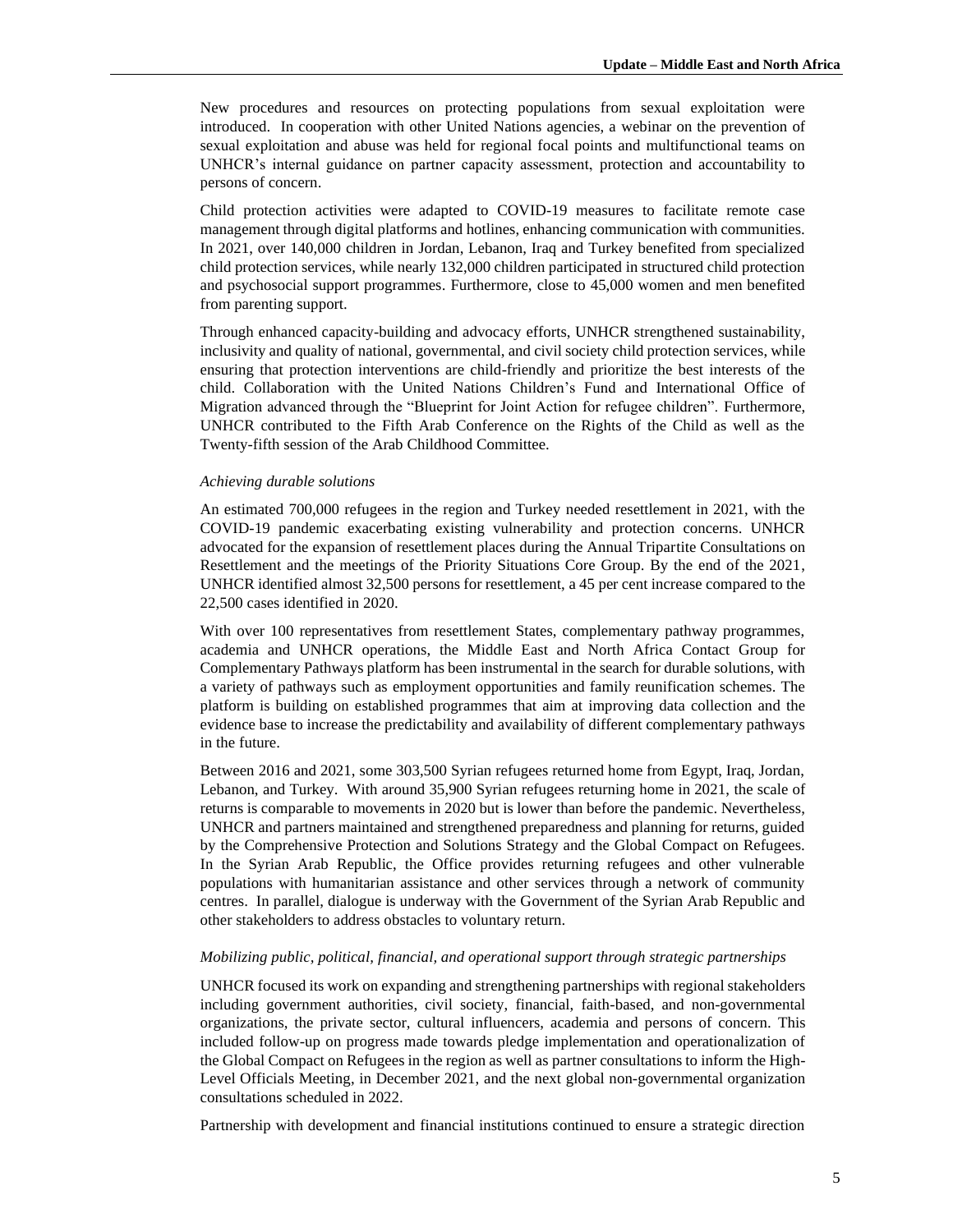New procedures and resources on protecting populations from sexual exploitation were introduced. In cooperation with other United Nations agencies, a webinar on the prevention of sexual exploitation and abuse was held for regional focal points and multifunctional teams on UNHCR's internal guidance on partner capacity assessment, protection and accountability to persons of concern.

Child protection activities were adapted to COVID-19 measures to facilitate remote case management through digital platforms and hotlines, enhancing communication with communities. In 2021, over 140,000 children in Jordan, Lebanon, Iraq and Turkey benefited from specialized child protection services, while nearly 132,000 children participated in structured child protection and psychosocial support programmes. Furthermore, close to 45,000 women and men benefited from parenting support.

Through enhanced capacity-building and advocacy efforts, UNHCR strengthened sustainability, inclusivity and quality of national, governmental, and civil society child protection services, while ensuring that protection interventions are child-friendly and prioritize the best interests of the child. Collaboration with the United Nations Children's Fund and International Office of Migration advanced through the "Blueprint for Joint Action for refugee children". Furthermore, UNHCR contributed to the Fifth Arab Conference on the Rights of the Child as well as the Twenty-fifth session of the Arab Childhood Committee.

*Achieving durable solutions*

An estimated 700,000 refugees in the region and Turkey needed resettlement in 2021, with the COVID-19 pandemic exacerbating existing vulnerability and protection concerns. UNHCR advocated for the expansion of resettlement places during the Annual Tripartite Consultations on Resettlement and the meetings of the Priority Situations Core Group. By the end of the 2021, UNHCR identified almost 32,500 persons for resettlement, a 45 per cent increase compared to the 22,500 cases identified in 2020.

With over 100 representatives from resettlement States, complementary pathway programmes, academia and UNHCR operations, the Middle East and North Africa Contact Group for Complementary Pathways platform has been instrumental in the search for durable solutions, with a variety of pathways such as employment opportunities and family reunification schemes. The platform is building on established programmes that aim at improving data collection and the evidence base to increase the predictability and availability of different complementary pathways in the future.

Between 2016 and 2021, some 303,500 Syrian refugees returned home from Egypt, Iraq, Jordan, Lebanon, and Turkey. With around 35,900 Syrian refugees returning home in 2021, the scale of returns is comparable to movements in 2020 but is lower than before the pandemic. Nevertheless, UNHCR and partners maintained and strengthened preparedness and planning for returns, guided by the Comprehensive Protection and Solutions Strategy and the Global Compact on Refugees. In the Syrian Arab Republic, the Office provides returning refugees and other vulnerable populations with humanitarian assistance and other services through a network of community centres. In parallel, dialogue is underway with the Government of the Syrian Arab Republic and other stakeholders to address obstacles to voluntary return.

*Mobilizing public, political, financial, and operational support through strategic partnerships*

UNHCR focused its work on expanding and strengthening partnerships with regional stakeholders including government authorities, civil society, financial, faith-based, and non-governmental organizations, the private sector, cultural influencers, academia and persons of concern. This included follow-up on progress made towards pledge implementation and operationalization of the Global Compact on Refugees in the region as well as partner consultations to inform the High-Level Officials Meeting, in December 2021, and the next global non-governmental organization consultations scheduled in 2022.

Partnership with development and financial institutions continued to ensure a strategic direction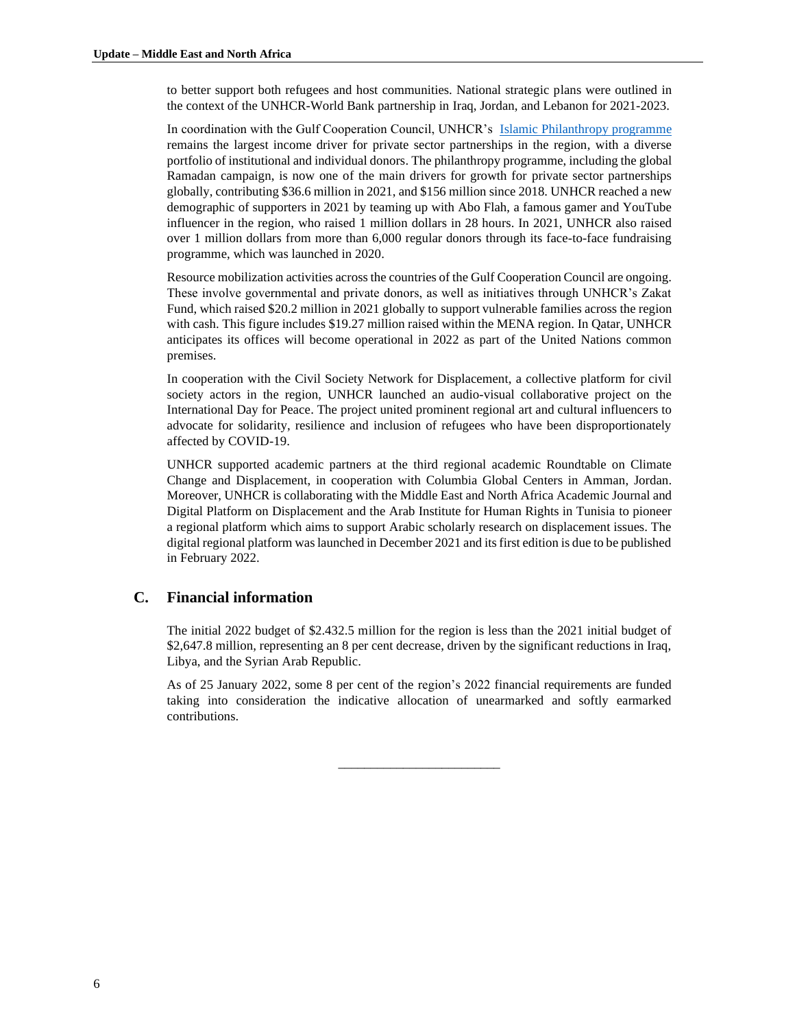to better support both refugees and host communities. National strategic plans were outlined in the context of the UNHCR-World Bank partnership in Iraq, Jordan, and Lebanon for 2021-2023.

In coordination with the Gulf Cooperation Council, UNHCR's Islamic Philanthropy programme remains the largest income driver for private sector partnerships in the region, with a diverse portfolio of institutional and individual donors. The philanthropy programme, including the global Ramadan campaign, is now one of the main drivers for growth for private sector partnerships globally, contributing $36.6 million in 2021, and $156 million since 2018. UNHCR reached a new demographic of supporters in 2021 by teaming up with Abo Flah, a famous gamer and YouTube influencer in the region, who raised 1 million dollars in 28 hours. In 2021, UNHCR also raised over 1 million dollars from more than 6,000 regular donors through its face-to-face fundraising programme, which was launched in 2020.

Resource mobilization activities across the countries of the Gulf Cooperation Council are ongoing. These involve governmental and private donors, as well as initiatives through UNHCR's Zakat Fund, which raised $20.2 million in 2021 globally to support vulnerable families across the region with cash. This figure includes $19.27 million raised within the MENA region. In Qatar, UNHCR anticipates its offices will become operational in 2022 as part of the United Nations common premises.

In cooperation with the Civil Society Network for Displacement, a collective platform for civil society actors in the region, UNHCR launched an audio-visual collaborative project on the International Day for Peace. The project united prominent regional art and cultural influencers to advocate for solidarity, resilience and inclusion of refugees who have been disproportionately affected by COVID-19.

UNHCR supported academic partners at the third regional academic Roundtable on Climate Change and Displacement, in cooperation with Columbia Global Centers in Amman, Jordan. Moreover, UNHCR is collaborating with the Middle East and North Africa Academic Journal and Digital Platform on Displacement and the Arab Institute for Human Rights in Tunisia to pioneer a regional platform which aims to support Arabic scholarly research on displacement issues. The digital regional platform was launched in December 2021 and its first edition is due to be published in February 2022.

## C. Financial information

The initial 2022 budget of $2.432.5 million for the region is less than the 2021 initial budget of $2,647.8 million, representing an 8 per cent decrease, driven by the significant reductions in Iraq, Libya, and the Syrian Arab Republic.

As of 25 January 2022, some 8 per cent of the region's 2022 financial requirements are funded taking into consideration the indicative allocation of unearmarked and softly earmarked contributions.